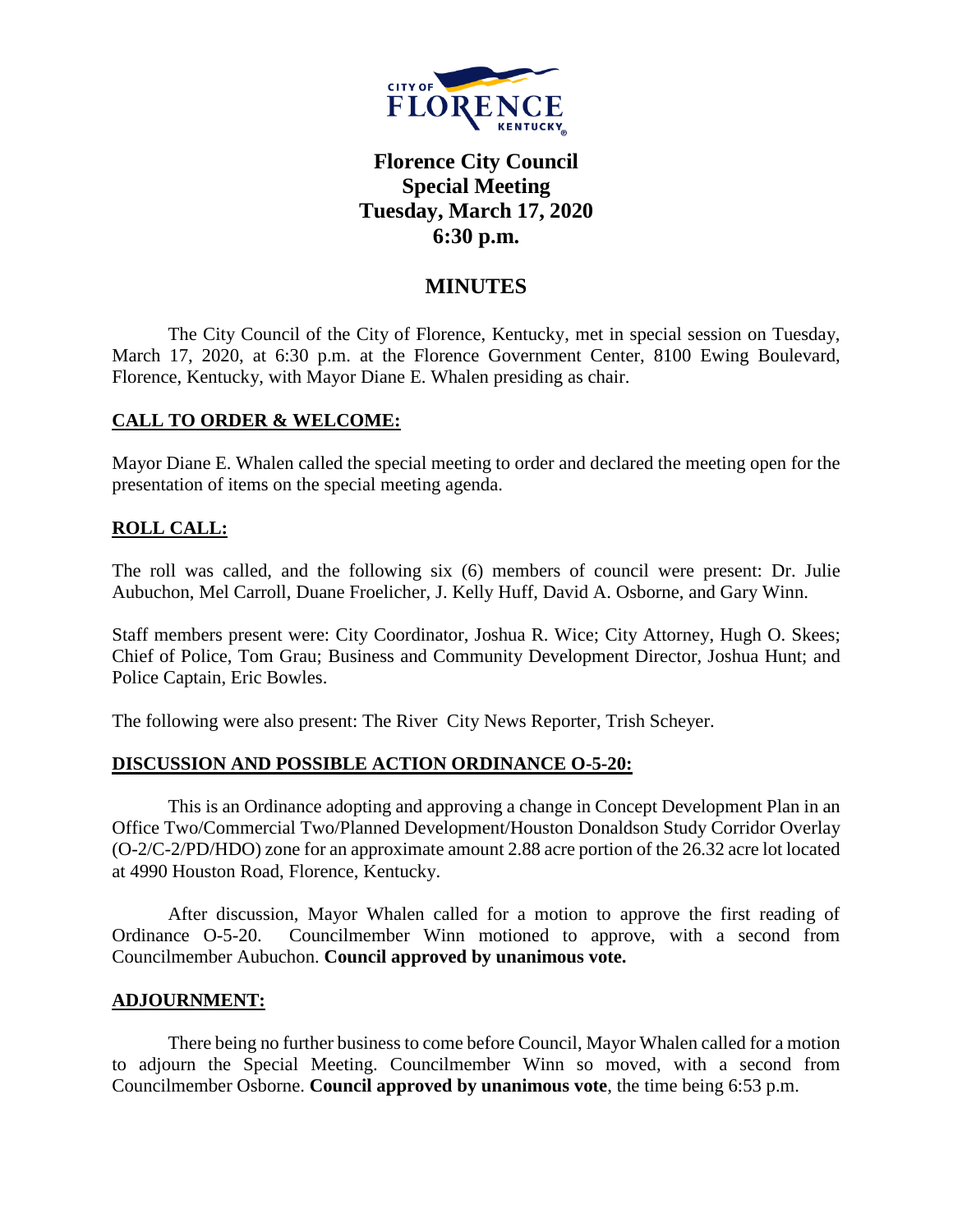# Florence City Council Special Meeting Tuesday, March 17, 2020 6:30 p.m.

## MINUTES

The City Council of the City of Florence, Kentucky, met in special session on Tuesday, March 17, 2020, at 6:30 p.m. at the Florence Government Center, 8100 Ewing Boulevard, Florence, Kentucky, with Mayor Diane E. Whalen presiding as chair.

### CALL TO ORDER & WELCOME:

Mayor Diane E. Whalen called the special meeting to order and declared the meeting open for the presentation of items on the special meeting agenda.

### ROLL CALL:

The roll was called, and the following six (6) members of council were present: Dr. Julie Aubuchon, Mel Carroll, Duane Froelicher, J. Kelly Huff, David A. Osborne, and Gary Winn.

Staff members present were: City Coordinator, Joshua R. Wice; City Attorney, Hugh O. Skees; Chief of Police, Tom Grau; Business and Community Development Director, Joshua Hunt; and Police Captain, Eric Bowles.

The following were also present: The River City News Reporter, Trish Scheyer.

### DISCUSSION AND POSSIBLE ACTION ORDINANCE O-5-20:

This is an Ordinance adopting and approving a change in Concept Development Plan in an Office Two/Commercial Two/Planned Development/Houston Donaldson Study Corridor Overlay (O-2/C-2/PD/HDO) zone for an approximate amount 2.88 acre portion of the 26.32 acre lot located at 4990 Houston Road, Florence, Kentucky.

After discussion, Mayor Whalen called for a motion to approve the first reading of Ordinance O-5-20. Councilmember Winn motioned to approve, with a second from Councilmember Aubuchon. **Council approved by unanimous vote.**

### ADJOURNMENT:

There being no further business to come before Council, Mayor Whalen called for a motion to adjourn the Special Meeting. Councilmember Winn so moved, with a second from Councilmember Osborne. **Council approved by unanimous vote**, the time being 6:53 p.m.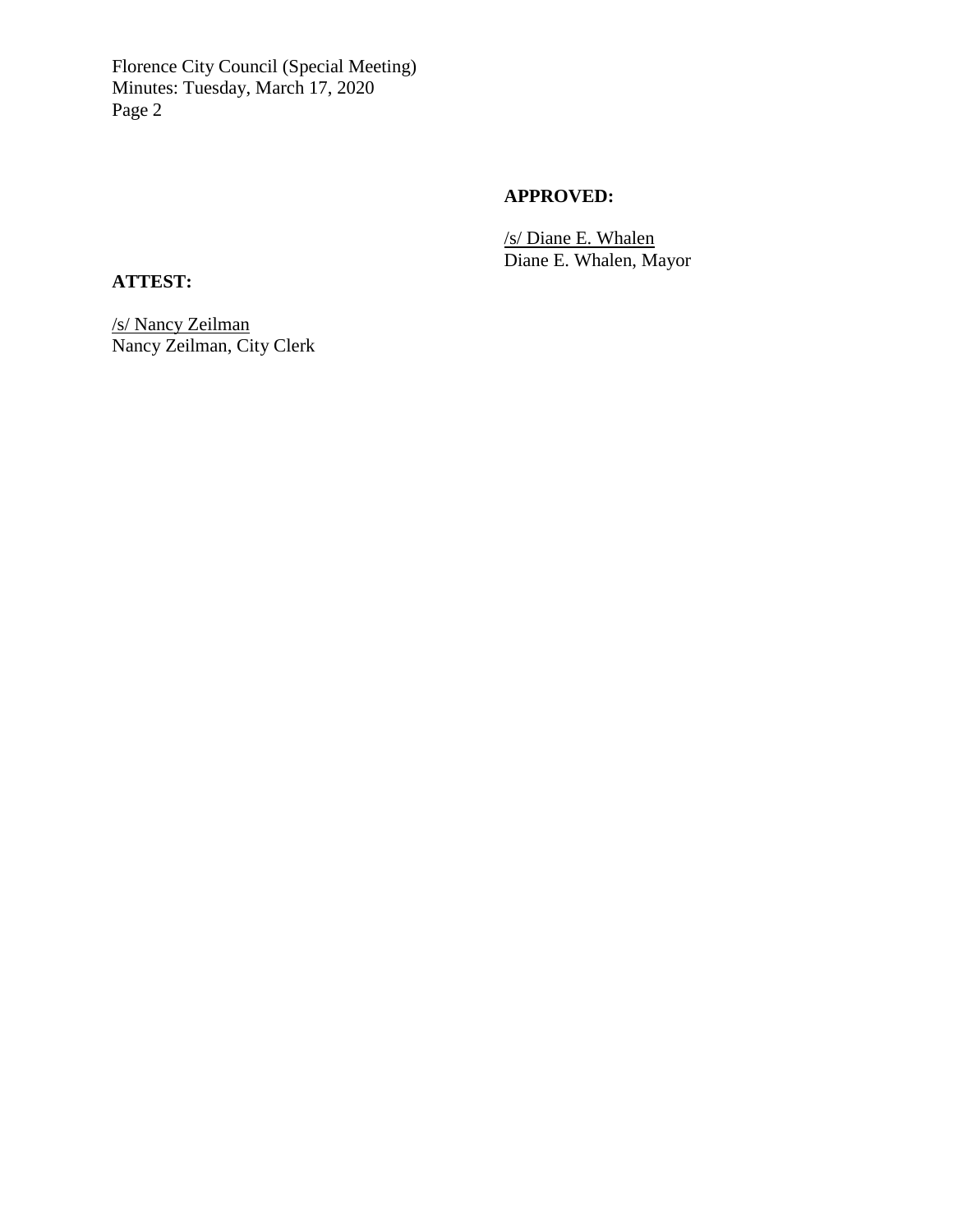**APPROVED:**

/s/ Diane E. Whalen
Diane E. Whalen, Mayor

**ATTEST:**

/s/ Nancy Zeilman
Nancy Zeilman, City Clerk